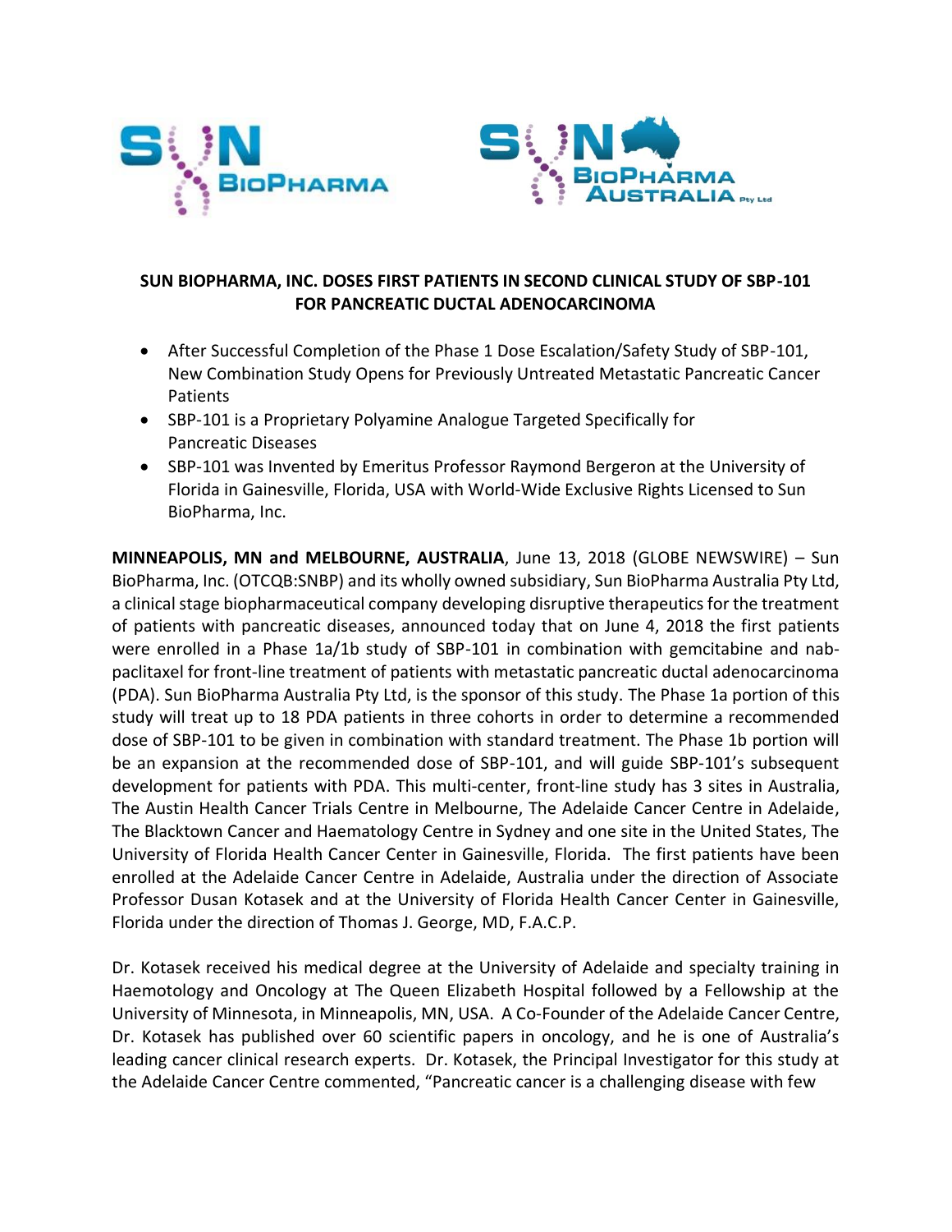# SUN BIOPHARMA, INC. DOSES FIRST PATIENTS IN SECOND CLINICAL STUDY OF SBP-101 FOR PANCREATIC DUCTAL ADENOCARCINOMA

- After Successful Completion of the Phase 1 Dose Escalation/Safety Study of SBP-101, New Combination Study Opens for Previously Untreated Metastatic Pancreatic Cancer Patients
- SBP-101 is a Proprietary Polyamine Analogue Targeted Specifically for Pancreatic Diseases
- SBP-101 was Invented by Emeritus Professor Raymond Bergeron at the University of Florida in Gainesville, Florida, USA with World-Wide Exclusive Rights Licensed to Sun BioPharma, Inc.

**MINNEAPOLIS, MN and MELBOURNE, AUSTRALIA**, June 13, 2018 (GLOBE NEWSWIRE) – Sun BioPharma, Inc. (OTCQB:SNBP) and its wholly owned subsidiary, Sun BioPharma Australia Pty Ltd, a clinical stage biopharmaceutical company developing disruptive therapeutics for the treatment of patients with pancreatic diseases, announced today that on June 4, 2018 the first patients were enrolled in a Phase 1a/1b study of SBP-101 in combination with gemcitabine and nab-paclitaxel for front-line treatment of patients with metastatic pancreatic ductal adenocarcinoma (PDA). Sun BioPharma Australia Pty Ltd, is the sponsor of this study. The Phase 1a portion of this study will treat up to 18 PDA patients in three cohorts in order to determine a recommended dose of SBP-101 to be given in combination with standard treatment. The Phase 1b portion will be an expansion at the recommended dose of SBP-101, and will guide SBP-101's subsequent development for patients with PDA. This multi-center, front-line study has 3 sites in Australia, The Austin Health Cancer Trials Centre in Melbourne, The Adelaide Cancer Centre in Adelaide, The Blacktown Cancer and Haematology Centre in Sydney and one site in the United States, The University of Florida Health Cancer Center in Gainesville, Florida. The first patients have been enrolled at the Adelaide Cancer Centre in Adelaide, Australia under the direction of Associate Professor Dusan Kotasek and at the University of Florida Health Cancer Center in Gainesville, Florida under the direction of Thomas J. George, MD, F.A.C.P.

Dr. Kotasek received his medical degree at the University of Adelaide and specialty training in Haemotology and Oncology at The Queen Elizabeth Hospital followed by a Fellowship at the University of Minnesota, in Minneapolis, MN, USA. A Co-Founder of the Adelaide Cancer Centre, Dr. Kotasek has published over 60 scientific papers in oncology, and he is one of Australia's leading cancer clinical research experts. Dr. Kotasek, the Principal Investigator for this study at the Adelaide Cancer Centre commented, "Pancreatic cancer is a challenging disease with few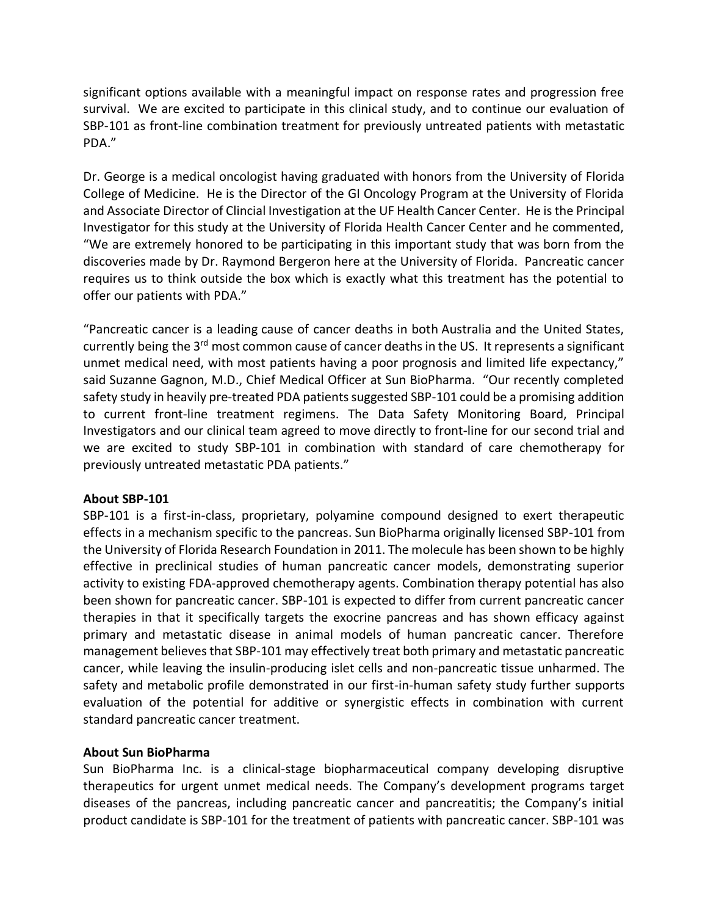significant options available with a meaningful impact on response rates and progression free survival. We are excited to participate in this clinical study, and to continue our evaluation of SBP-101 as front-line combination treatment for previously untreated patients with metastatic PDA."

Dr. George is a medical oncologist having graduated with honors from the University of Florida College of Medicine. He is the Director of the GI Oncology Program at the University of Florida and Associate Director of Clincial Investigation at the UF Health Cancer Center. He is the Principal Investigator for this study at the University of Florida Health Cancer Center and he commented, "We are extremely honored to be participating in this important study that was born from the discoveries made by Dr. Raymond Bergeron here at the University of Florida. Pancreatic cancer requires us to think outside the box which is exactly what this treatment has the potential to offer our patients with PDA."

"Pancreatic cancer is a leading cause of cancer deaths in both Australia and the United States, currently being the 3rd most common cause of cancer deaths in the US. It represents a significant unmet medical need, with most patients having a poor prognosis and limited life expectancy," said Suzanne Gagnon, M.D., Chief Medical Officer at Sun BioPharma. "Our recently completed safety study in heavily pre-treated PDA patients suggested SBP-101 could be a promising addition to current front-line treatment regimens. The Data Safety Monitoring Board, Principal Investigators and our clinical team agreed to move directly to front-line for our second trial and we are excited to study SBP-101 in combination with standard of care chemotherapy for previously untreated metastatic PDA patients."

**About SBP-101**

SBP-101 is a first-in-class, proprietary, polyamine compound designed to exert therapeutic effects in a mechanism specific to the pancreas. Sun BioPharma originally licensed SBP-101 from the University of Florida Research Foundation in 2011. The molecule has been shown to be highly effective in preclinical studies of human pancreatic cancer models, demonstrating superior activity to existing FDA-approved chemotherapy agents. Combination therapy potential has also been shown for pancreatic cancer. SBP-101 is expected to differ from current pancreatic cancer therapies in that it specifically targets the exocrine pancreas and has shown efficacy against primary and metastatic disease in animal models of human pancreatic cancer. Therefore management believes that SBP-101 may effectively treat both primary and metastatic pancreatic cancer, while leaving the insulin-producing islet cells and non-pancreatic tissue unharmed. The safety and metabolic profile demonstrated in our first-in-human safety study further supports evaluation of the potential for additive or synergistic effects in combination with current standard pancreatic cancer treatment.

**About Sun BioPharma**

Sun BioPharma Inc. is a clinical-stage biopharmaceutical company developing disruptive therapeutics for urgent unmet medical needs. The Company's development programs target diseases of the pancreas, including pancreatic cancer and pancreatitis; the Company's initial product candidate is SBP-101 for the treatment of patients with pancreatic cancer. SBP-101 was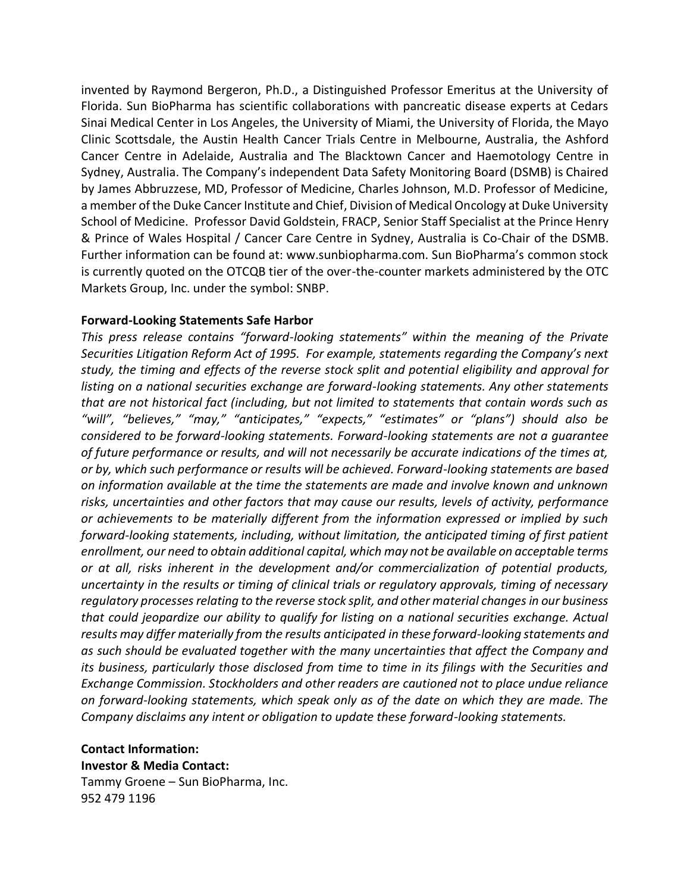invented by Raymond Bergeron, Ph.D., a Distinguished Professor Emeritus at the University of Florida. Sun BioPharma has scientific collaborations with pancreatic disease experts at Cedars Sinai Medical Center in Los Angeles, the University of Miami, the University of Florida, the Mayo Clinic Scottsdale, the Austin Health Cancer Trials Centre in Melbourne, Australia, the Ashford Cancer Centre in Adelaide, Australia and The Blacktown Cancer and Haemotology Centre in Sydney, Australia. The Company's independent Data Safety Monitoring Board (DSMB) is Chaired by James Abbruzzese, MD, Professor of Medicine, Charles Johnson, M.D. Professor of Medicine, a member of the Duke Cancer Institute and Chief, Division of Medical Oncology at Duke University School of Medicine. Professor David Goldstein, FRACP, Senior Staff Specialist at the Prince Henry & Prince of Wales Hospital / Cancer Care Centre in Sydney, Australia is Co-Chair of the DSMB. Further information can be found at: www.sunbiopharma.com. Sun BioPharma's common stock is currently quoted on the OTCQB tier of the over-the-counter markets administered by the OTC Markets Group, Inc. under the symbol: SNBP.

**Forward-Looking Statements Safe Harbor**

*This press release contains "forward-looking statements" within the meaning of the Private Securities Litigation Reform Act of 1995. For example, statements regarding the Company's next study, the timing and effects of the reverse stock split and potential eligibility and approval for listing on a national securities exchange are forward-looking statements. Any other statements that are not historical fact (including, but not limited to statements that contain words such as "will", "believes," "may," "anticipates," "expects," "estimates" or "plans") should also be considered to be forward-looking statements. Forward-looking statements are not a guarantee of future performance or results, and will not necessarily be accurate indications of the times at, or by, which such performance or results will be achieved. Forward-looking statements are based on information available at the time the statements are made and involve known and unknown risks, uncertainties and other factors that may cause our results, levels of activity, performance or achievements to be materially different from the information expressed or implied by such forward-looking statements, including, without limitation, the anticipated timing of first patient enrollment, our need to obtain additional capital, which may not be available on acceptable terms or at all, risks inherent in the development and/or commercialization of potential products, uncertainty in the results or timing of clinical trials or regulatory approvals, timing of necessary regulatory processes relating to the reverse stock split, and other material changes in our business that could jeopardize our ability to qualify for listing on a national securities exchange. Actual results may differ materially from the results anticipated in these forward-looking statements and as such should be evaluated together with the many uncertainties that affect the Company and its business, particularly those disclosed from time to time in its filings with the Securities and Exchange Commission. Stockholders and other readers are cautioned not to place undue reliance on forward-looking statements, which speak only as of the date on which they are made. The Company disclaims any intent or obligation to update these forward-looking statements.*

**Contact Information:**
**Investor & Media Contact:**
Tammy Groene – Sun BioPharma, Inc.
952 479 1196